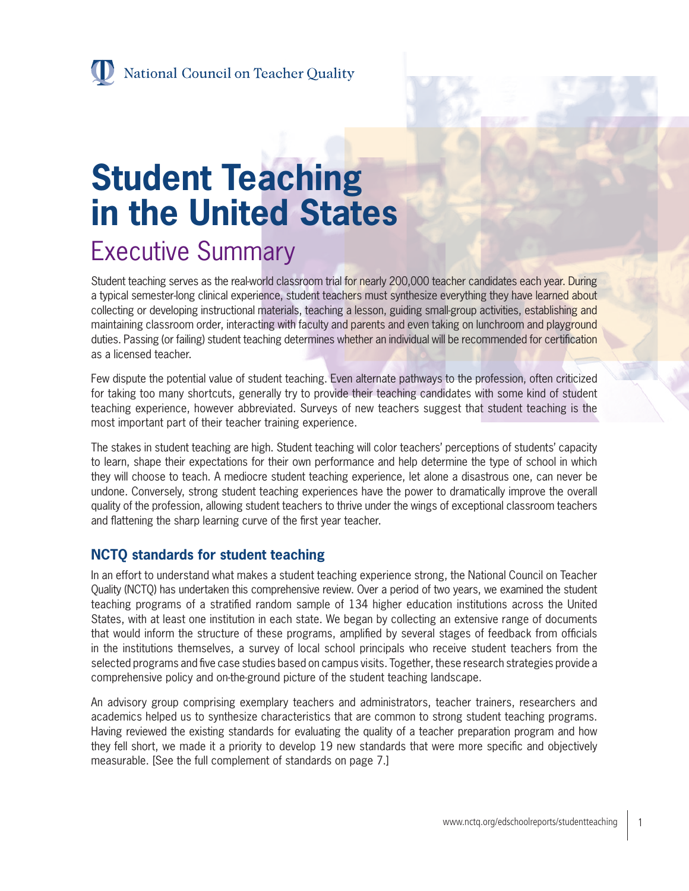National Council on Teacher Quality

# Student Teaching in the United States

## Executive Summary

Student teaching serves as the real-world classroom trial for nearly 200,000 teacher candidates each year. During a typical semester-long clinical experience, student teachers must synthesize everything they have learned about collecting or developing instructional materials, teaching a lesson, guiding small-group activities, establishing and maintaining classroom order, interacting with faculty and parents and even taking on lunchroom and playground duties. Passing (or failing) student teaching determines whether an individual will be recommended for certification as a licensed teacher.

Few dispute the potential value of student teaching. Even alternate pathways to the profession, often criticized for taking too many shortcuts, generally try to provide their teaching candidates with some kind of student teaching experience, however abbreviated. Surveys of new teachers suggest that student teaching is the most important part of their teacher training experience.

The stakes in student teaching are high. Student teaching will color teachers' perceptions of students' capacity to learn, shape their expectations for their own performance and help determine the type of school in which they will choose to teach. A mediocre student teaching experience, let alone a disastrous one, can never be undone. Conversely, strong student teaching experiences have the power to dramatically improve the overall quality of the profession, allowing student teachers to thrive under the wings of exceptional classroom teachers and flattening the sharp learning curve of the first year teacher.

### NCTQ standards for student teaching

In an effort to understand what makes a student teaching experience strong, the National Council on Teacher Quality (NCTQ) has undertaken this comprehensive review. Over a period of two years, we examined the student teaching programs of a stratified random sample of 134 higher education institutions across the United States, with at least one institution in each state. We began by collecting an extensive range of documents that would inform the structure of these programs, amplified by several stages of feedback from officials in the institutions themselves, a survey of local school principals who receive student teachers from the selected programs and five case studies based on campus visits. Together, these research strategies provide a comprehensive policy and on-the-ground picture of the student teaching landscape.

An advisory group comprising exemplary teachers and administrators, teacher trainers, researchers and academics helped us to synthesize characteristics that are common to strong student teaching programs. Having reviewed the existing standards for evaluating the quality of a teacher preparation program and how they fell short, we made it a priority to develop 19 new standards that were more specific and objectively measurable. [See the full complement of standards on page 7.]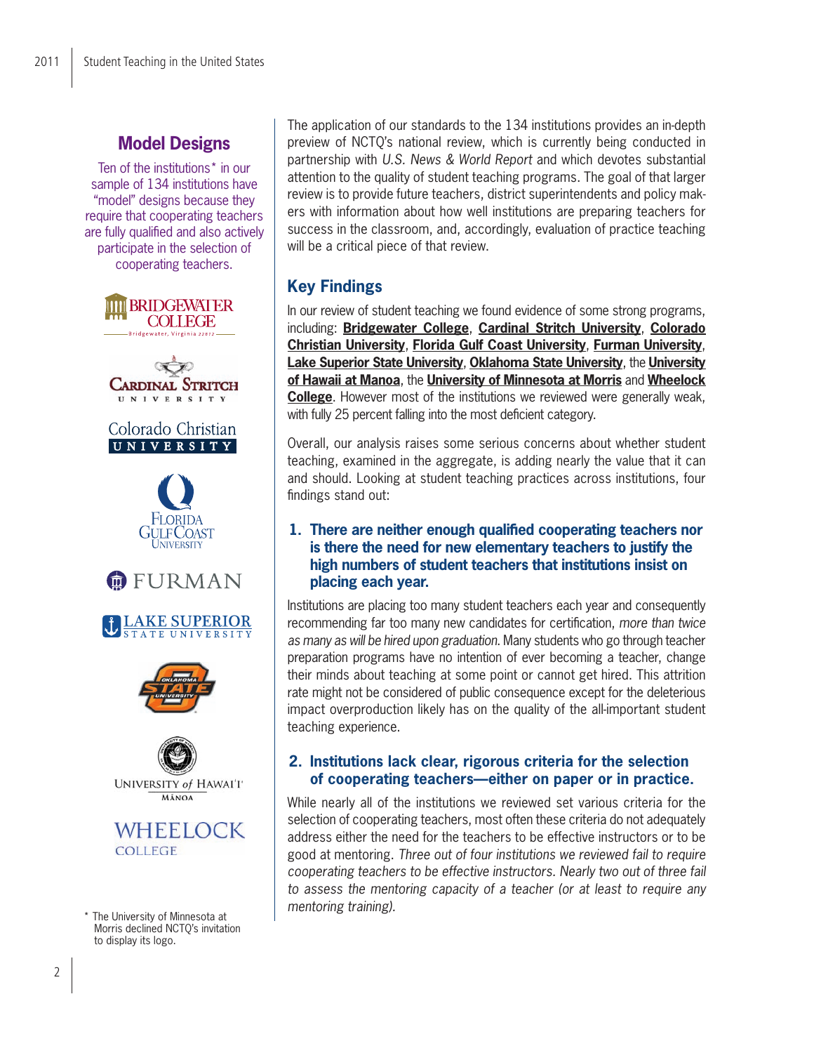## Model Designs

Ten of the institutions* in our sample of 134 institutions have "model" designs because they require that cooperating teachers are fully qualified and also actively participate in the selection of cooperating teachers.

* The University of Minnesota at Morris declined NCTQ's invitation to display its logo.

The application of our standards to the 134 institutions provides an in-depth preview of NCTQ's national review, which is currently being conducted in partnership with *U.S. News & World Report* and which devotes substantial attention to the quality of student teaching programs. The goal of that larger review is to provide future teachers, district superintendents and policy makers with information about how well institutions are preparing teachers for success in the classroom, and, accordingly, evaluation of practice teaching will be a critical piece of that review.

## Key Findings

In our review of student teaching we found evidence of some strong programs, including: **Bridgewater College**, **Cardinal Stritch University**, **Colorado Christian University**, **Florida Gulf Coast University**, **Furman University**, **Lake Superior State University**, **Oklahoma State University**, the **University of Hawaii at Manoa**, the **University of Minnesota at Morris** and **Wheelock College**. However most of the institutions we reviewed were generally weak, with fully 25 percent falling into the most deficient category.

Overall, our analysis raises some serious concerns about whether student teaching, examined in the aggregate, is adding nearly the value that it can and should. Looking at student teaching practices across institutions, four findings stand out:

### 1. There are neither enough qualified cooperating teachers nor is there the need for new elementary teachers to justify the high numbers of student teachers that institutions insist on placing each year.

Institutions are placing too many student teachers each year and consequently recommending far too many new candidates for certification, *more than twice as many as will be hired upon graduation*. Many students who go through teacher preparation programs have no intention of ever becoming a teacher, change their minds about teaching at some point or cannot get hired. This attrition rate might not be considered of public consequence except for the deleterious impact overproduction likely has on the quality of the all-important student teaching experience.

### 2. Institutions lack clear, rigorous criteria for the selection of cooperating teachers—either on paper or in practice.

While nearly all of the institutions we reviewed set various criteria for the selection of cooperating teachers, most often these criteria do not adequately address either the need for the teachers to be effective instructors or to be good at mentoring. *Three out of four institutions we reviewed fail to require cooperating teachers to be effective instructors. Nearly two out of three fail to assess the mentoring capacity of a teacher (or at least to require any mentoring training).*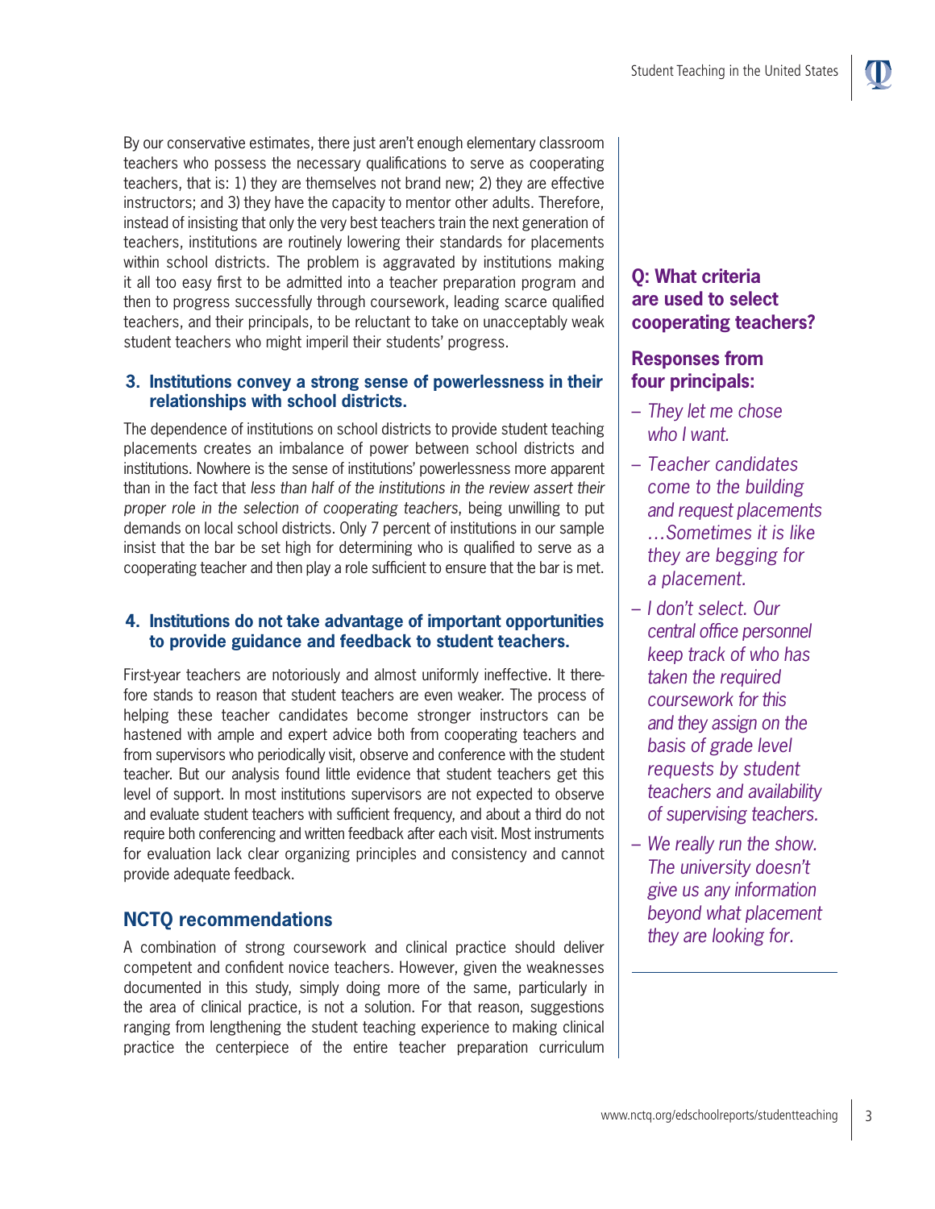By our conservative estimates, there just aren't enough elementary classroom teachers who possess the necessary qualifications to serve as cooperating teachers, that is: 1) they are themselves not brand new; 2) they are effective instructors; and 3) they have the capacity to mentor other adults. Therefore, instead of insisting that only the very best teachers train the next generation of teachers, institutions are routinely lowering their standards for placements within school districts. The problem is aggravated by institutions making it all too easy first to be admitted into a teacher preparation program and then to progress successfully through coursework, leading scarce qualified teachers, and their principals, to be reluctant to take on unacceptably weak student teachers who might imperil their students' progress.

**3. Institutions convey a strong sense of powerlessness in their relationships with school districts.**

The dependence of institutions on school districts to provide student teaching placements creates an imbalance of power between school districts and institutions. Nowhere is the sense of institutions' powerlessness more apparent than in the fact that *less than half of the institutions in the review assert their proper role in the selection of cooperating teachers*, being unwilling to put demands on local school districts. Only 7 percent of institutions in our sample insist that the bar be set high for determining who is qualified to serve as a cooperating teacher and then play a role sufficient to ensure that the bar is met.

**4. Institutions do not take advantage of important opportunities to provide guidance and feedback to student teachers.**

First-year teachers are notoriously and almost uniformly ineffective. It therefore stands to reason that student teachers are even weaker. The process of helping these teacher candidates become stronger instructors can be hastened with ample and expert advice both from cooperating teachers and from supervisors who periodically visit, observe and conference with the student teacher. But our analysis found little evidence that student teachers get this level of support. In most institutions supervisors are not expected to observe and evaluate student teachers with sufficient frequency, and about a third do not require both conferencing and written feedback after each visit. Most instruments for evaluation lack clear organizing principles and consistency and cannot provide adequate feedback.

## NCTQ recommendations

A combination of strong coursework and clinical practice should deliver competent and confident novice teachers. However, given the weaknesses documented in this study, simply doing more of the same, particularly in the area of clinical practice, is not a solution. For that reason, suggestions ranging from lengthening the student teaching experience to making clinical practice the centerpiece of the entire teacher preparation curriculum

**Q: What criteria are used to select cooperating teachers?**

**Responses from four principals:**

- *They let me chose who I want.*
- *Teacher candidates come to the building and request placements …Sometimes it is like they are begging for a placement.*
- *I don't select. Our central office personnel keep track of who has taken the required coursework for this and they assign on the basis of grade level requests by student teachers and availability of supervising teachers.*
- *We really run the show. The university doesn't give us any information beyond what placement they are looking for.*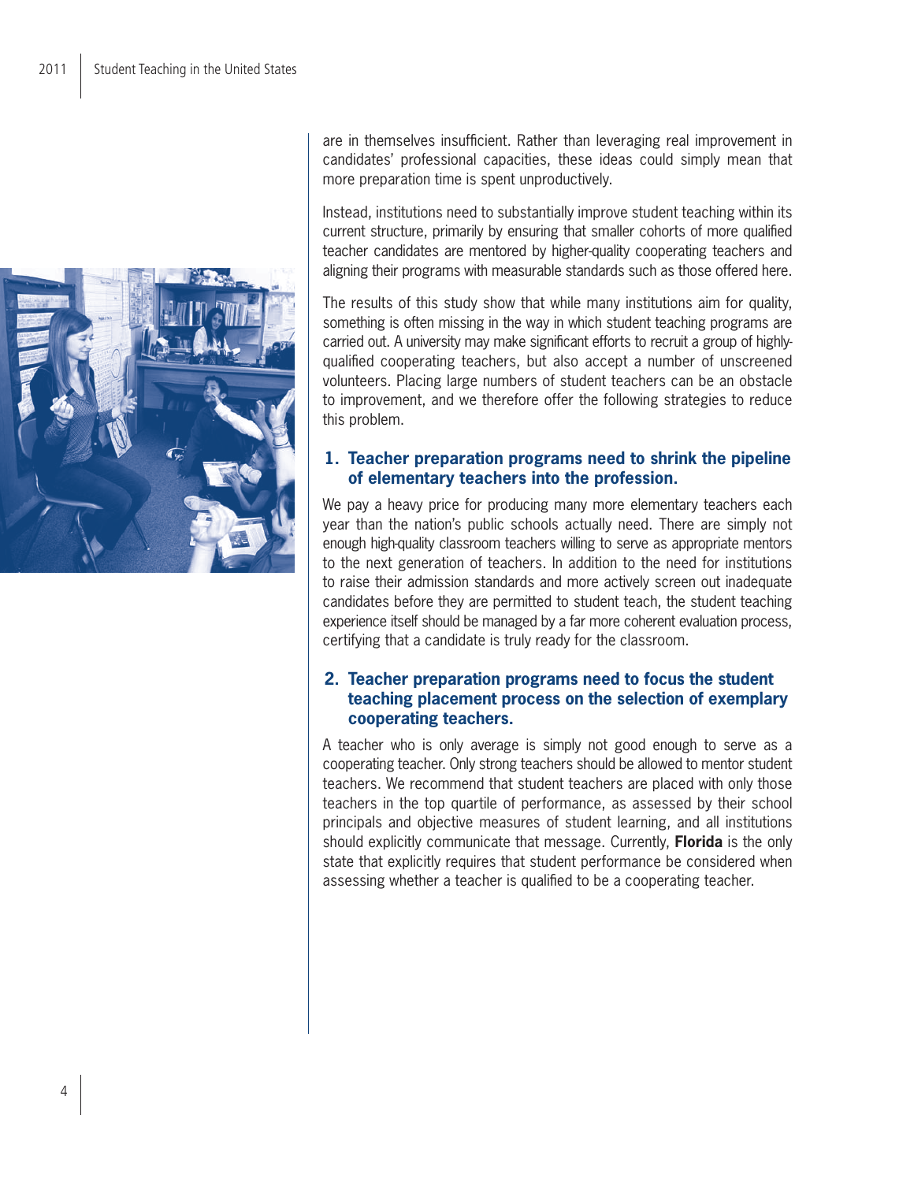are in themselves insufficient. Rather than leveraging real improvement in candidates' professional capacities, these ideas could simply mean that more preparation time is spent unproductively.

Instead, institutions need to substantially improve student teaching within its current structure, primarily by ensuring that smaller cohorts of more qualified teacher candidates are mentored by higher-quality cooperating teachers and aligning their programs with measurable standards such as those offered here.

The results of this study show that while many institutions aim for quality, something is often missing in the way in which student teaching programs are carried out. A university may make significant efforts to recruit a group of highly-qualified cooperating teachers, but also accept a number of unscreened volunteers. Placing large numbers of student teachers can be an obstacle to improvement, and we therefore offer the following strategies to reduce this problem.

### 1. Teacher preparation programs need to shrink the pipeline of elementary teachers into the profession.

We pay a heavy price for producing many more elementary teachers each year than the nation's public schools actually need. There are simply not enough high-quality classroom teachers willing to serve as appropriate mentors to the next generation of teachers. In addition to the need for institutions to raise their admission standards and more actively screen out inadequate candidates before they are permitted to student teach, the student teaching experience itself should be managed by a far more coherent evaluation process, certifying that a candidate is truly ready for the classroom.

### 2. Teacher preparation programs need to focus the student teaching placement process on the selection of exemplary cooperating teachers.

A teacher who is only average is simply not good enough to serve as a cooperating teacher. Only strong teachers should be allowed to mentor student teachers. We recommend that student teachers are placed with only those teachers in the top quartile of performance, as assessed by their school principals and objective measures of student learning, and all institutions should explicitly communicate that message. Currently, **Florida** is the only state that explicitly requires that student performance be considered when assessing whether a teacher is qualified to be a cooperating teacher.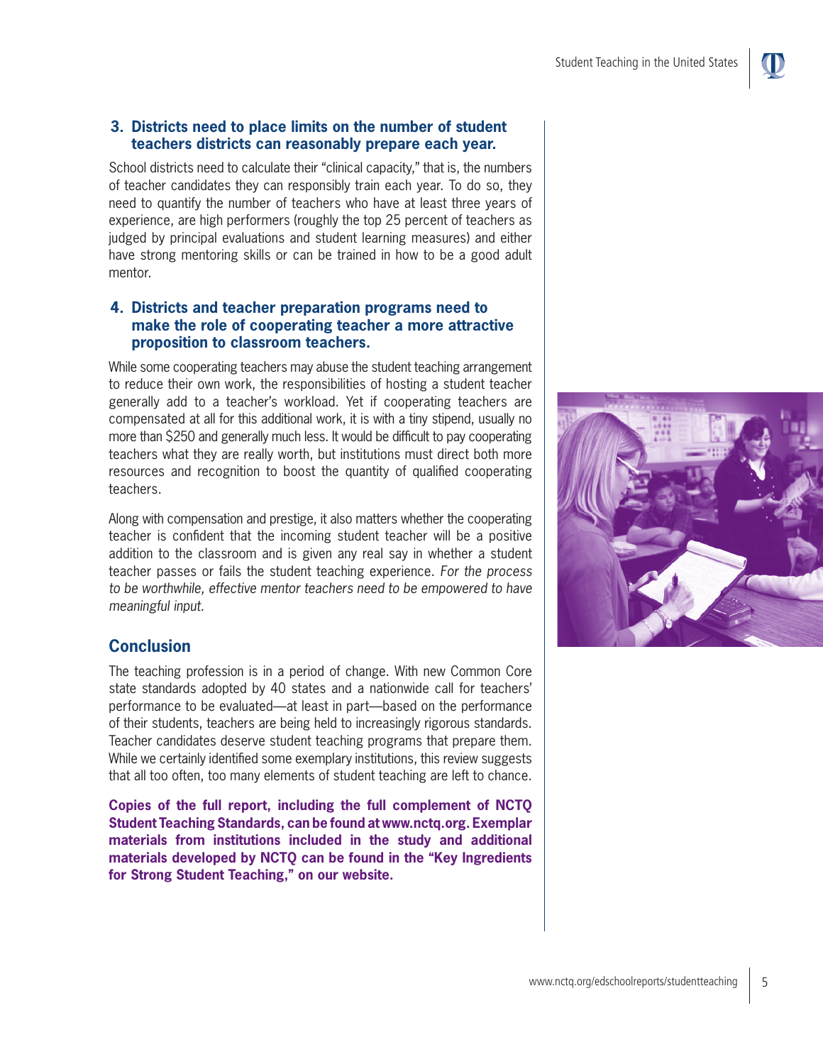### 3. Districts need to place limits on the number of student teachers districts can reasonably prepare each year.

School districts need to calculate their "clinical capacity," that is, the numbers of teacher candidates they can responsibly train each year. To do so, they need to quantify the number of teachers who have at least three years of experience, are high performers (roughly the top 25 percent of teachers as judged by principal evaluations and student learning measures) and either have strong mentoring skills or can be trained in how to be a good adult mentor.

### 4. Districts and teacher preparation programs need to make the role of cooperating teacher a more attractive proposition to classroom teachers.

While some cooperating teachers may abuse the student teaching arrangement to reduce their own work, the responsibilities of hosting a student teacher generally add to a teacher's workload. Yet if cooperating teachers are compensated at all for this additional work, it is with a tiny stipend, usually no more than $250 and generally much less. It would be difficult to pay cooperating teachers what they are really worth, but institutions must direct both more resources and recognition to boost the quantity of qualified cooperating teachers.

Along with compensation and prestige, it also matters whether the cooperating teacher is confident that the incoming student teacher will be a positive addition to the classroom and is given any real say in whether a student teacher passes or fails the student teaching experience. *For the process to be worthwhile, effective mentor teachers need to be empowered to have meaningful input.*

## Conclusion

The teaching profession is in a period of change. With new Common Core state standards adopted by 40 states and a nationwide call for teachers' performance to be evaluated—at least in part—based on the performance of their students, teachers are being held to increasingly rigorous standards. Teacher candidates deserve student teaching programs that prepare them. While we certainly identified some exemplary institutions, this review suggests that all too often, too many elements of student teaching are left to chance.

**Copies of the full report, including the full complement of NCTQ Student Teaching Standards, can be found at www.nctq.org. Exemplar materials from institutions included in the study and additional materials developed by NCTQ can be found in the "Key Ingredients for Strong Student Teaching," on our website.**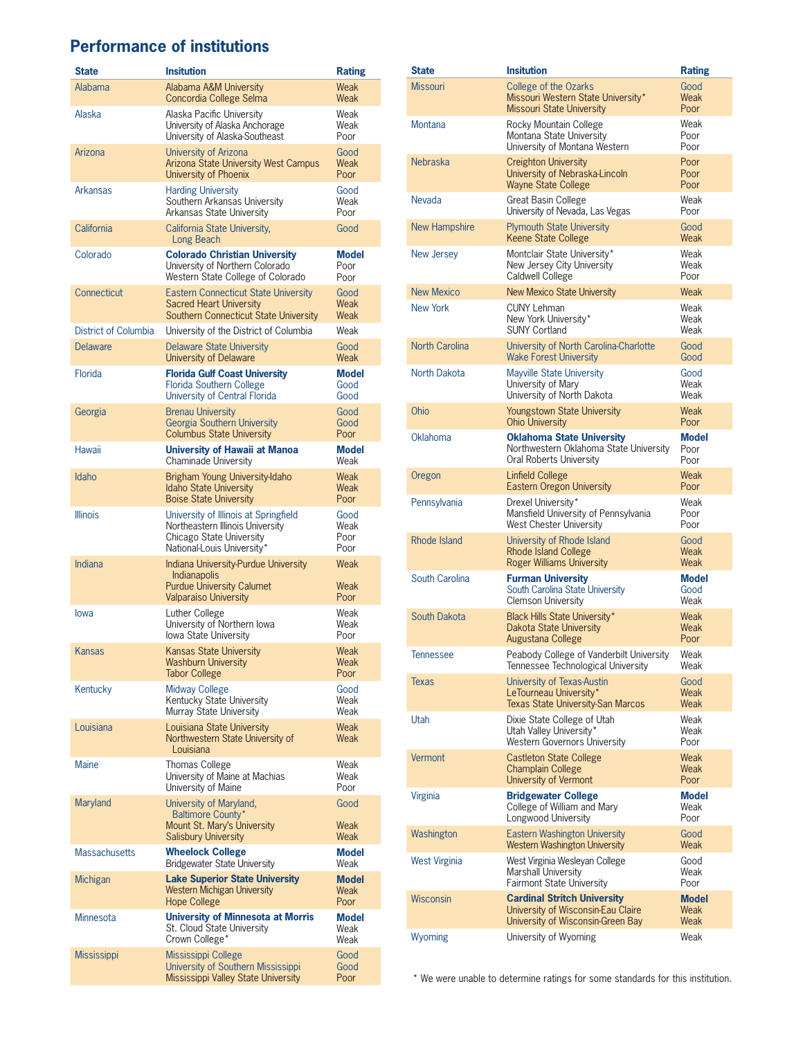## Performance of institutions

| State | Insitution | Rating |
|---|---|---|
| Alabama | Alabama A&M University | Weak |
| | Concordia College Selma | Weak |
| Alaska | Alaska Pacific University | Weak |
| | University of Alaska Anchorage | Weak |
| | University of Alaska-Southeast | Poor |
| Arizona | University of Arizona | Good |
| | Arizona State University West Campus | Weak |
| | University of Phoenix | Poor |
| Arkansas | Harding University | Good |
| | Southern Arkansas University | Weak |
| | Arkansas State University | Poor |
| California | California State University, Long Beach | Good |
| Colorado | **Colorado Christian University** | **Model** |
| | University of Northern Colorado | Poor |
| | Western State College of Colorado | Poor |
| Connecticut | Eastern Connecticut State University | Good |
| | Sacred Heart University | Weak |
| | Southern Connecticut State University | Weak |
| District of Columbia | University of the District of Columbia | Weak |
| Delaware | Delaware State University | Good |
| | University of Delaware | Weak |
| Florida | **Florida Gulf Coast University** | **Model** |
| | Florida Southern College | Good |
| | University of Central Florida | Good |
| Georgia | Brenau University | Good |
| | Georgia Southern University | Good |
| | Columbus State University | Poor |
| Hawaii | **University of Hawaii at Manoa** | **Model** |
| | Chaminade University | Weak |
| Idaho | Brigham Young University-Idaho | Weak |
| | Idaho State University | Weak |
| | Boise State University | Poor |
| Illinois | University of Illinois at Springfield | Good |
| | Northeastern Illinois University | Weak |
| | Chicago State University | Poor |
| | National-Louis University* | Poor |
| Indiana | Indiana University-Purdue University Indianapolis | Weak |
| | Purdue University Calumet | Weak |
| | Valparaiso University | Poor |
| Iowa | Luther College | Weak |
| | University of Northern Iowa | Weak |
| | Iowa State University | Poor |
| Kansas | Kansas State University | Weak |
| | Washburn University | Weak |
| | Tabor College | Poor |
| Kentucky | Midway College | Good |
| | Kentucky State University | Weak |
| | Murray State University | Weak |
| Louisiana | Louisiana State University | Weak |
| | Northwestern State University of Louisiana | Weak |
| Maine | Thomas College | Weak |
| | University of Maine at Machias | Weak |
| | University of Maine | Poor |
| Maryland | University of Maryland, Baltimore County* | Good |
| | Mount St. Mary's University | Weak |
| | Salisbury University | Weak |
| Massachusetts | **Wheelock College** | **Model** |
| | Bridgewater State University | Weak |
| Michigan | **Lake Superior State University** | **Model** |
| | Western Michigan University | Weak |
| | Hope College | Poor |
| Minnesota | **University of Minnesota at Morris** | **Model** |
| | St. Cloud State University | Weak |
| | Crown College* | Weak |
| Mississippi | Mississippi College | Good |
| | University of Southern Mississippi | Good |
| | Mississippi Valley State University | Poor |
| Missouri | College of the Ozarks | Good |
| | Missouri Western State University* | Weak |
| | Missouri State University | Poor |
| Montana | Rocky Mountain College | Weak |
| | Montana State University | Poor |
| | University of Montana Western | Poor |
| Nebraska | Creighton University | Poor |
| | University of Nebraska-Lincoln | Poor |
| | Wayne State College | Poor |
| Nevada | Great Basin College | Weak |
| | University of Nevada, Las Vegas | Poor |
| New Hampshire | Plymouth State University | Good |
| | Keene State College | Weak |
| New Jersey | Montclair State University* | Weak |
| | New Jersey City University | Weak |
| | Caldwell College | Poor |
| New Mexico | New Mexico State University | Weak |
| New York | CUNY Lehman | Weak |
| | New York University* | Weak |
| | SUNY Cortland | Weak |
| North Carolina | University of North Carolina-Charlotte | Good |
| | Wake Forest University | Good |
| North Dakota | Mayville State University | Good |
| | University of Mary | Weak |
| | University of North Dakota | Weak |
| Ohio | Youngstown State University | Weak |
| | Ohio University | Poor |
| Oklahoma | **Oklahoma State University** | **Model** |
| | Northwestern Oklahoma State University | Poor |
| | Oral Roberts University | Poor |
| Oregon | Linfield College | Weak |
| | Eastern Oregon University | Poor |
| Pennsylvania | Drexel University* | Weak |
| | Mansfield University of Pennsylvania | Poor |
| | West Chester University | Poor |
| Rhode Island | University of Rhode Island | Good |
| | Rhode Island College | Weak |
| | Roger Williams University | Weak |
| South Carolina | **Furman University** | **Model** |
| | South Carolina State University | Good |
| | Clemson University | Weak |
| South Dakota | Black Hills State University* | Weak |
| | Dakota State University | Weak |
| | Augustana College | Poor |
| Tennessee | Peabody College of Vanderbilt University | Weak |
| | Tennessee Technological University | Weak |
| Texas | University of Texas-Austin | Good |
| | LeTourneau University* | Weak |
| | Texas State University-San Marcos | Weak |
| Utah | Dixie State College of Utah | Weak |
| | Utah Valley University* | Weak |
| | Western Governors University | Poor |
| Vermont | Castleton State College | Weak |
| | Champlain College | Weak |
| | University of Vermont | Poor |
| Virginia | **Bridgewater College** | **Model** |
| | College of William and Mary | Weak |
| | Longwood University | Poor |
| Washington | Eastern Washington University | Good |
| | Western Washington University | Weak |
| West Virginia | West Virginia Wesleyan College | Good |
| | Marshall University | Weak |
| | Fairmont State University | Poor |
| Wisconsin | **Cardinal Stritch University** | **Model** |
| | University of Wisconsin-Eau Claire | Weak |
| | University of Wisconsin-Green Bay | Weak |
| Wyoming | University of Wyoming | Weak |

* We were unable to determine ratings for some standards for this institution.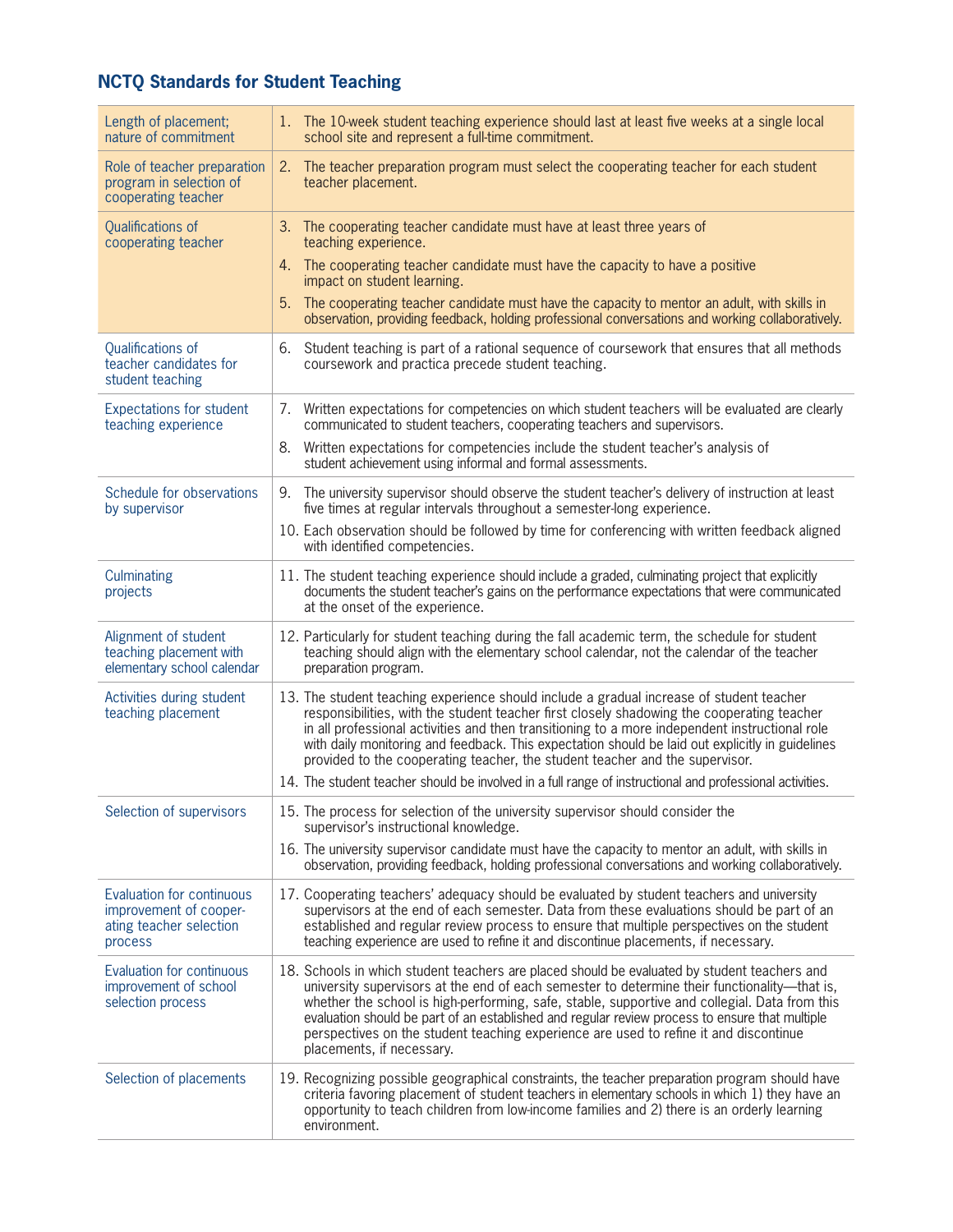## NCTQ Standards for Student Teaching

| | |
|---|---|
| Length of placement; nature of commitment | 1. The 10-week student teaching experience should last at least five weeks at a single local school site and represent a full-time commitment. |
| Role of teacher preparation program in selection of cooperating teacher | 2. The teacher preparation program must select the cooperating teacher for each student teacher placement. |
| Qualifications of cooperating teacher | 3. The cooperating teacher candidate must have at least three years of teaching experience.<br>4. The cooperating teacher candidate must have the capacity to have a positive impact on student learning.<br>5. The cooperating teacher candidate must have the capacity to mentor an adult, with skills in observation, providing feedback, holding professional conversations and working collaboratively. |
| Qualifications of teacher candidates for student teaching | 6. Student teaching is part of a rational sequence of coursework that ensures that all methods coursework and practica precede student teaching. |
| Expectations for student teaching experience | 7. Written expectations for competencies on which student teachers will be evaluated are clearly communicated to student teachers, cooperating teachers and supervisors.<br>8. Written expectations for competencies include the student teacher's analysis of student achievement using informal and formal assessments. |
| Schedule for observations by supervisor | 9. The university supervisor should observe the student teacher's delivery of instruction at least five times at regular intervals throughout a semester-long experience.<br>10. Each observation should be followed by time for conferencing with written feedback aligned with identified competencies. |
| Culminating projects | 11. The student teaching experience should include a graded, culminating project that explicitly documents the student teacher's gains on the performance expectations that were communicated at the onset of the experience. |
| Alignment of student teaching placement with elementary school calendar | 12. Particularly for student teaching during the fall academic term, the schedule for student teaching should align with the elementary school calendar, not the calendar of the teacher preparation program. |
| Activities during student teaching placement | 13. The student teaching experience should include a gradual increase of student teacher responsibilities, with the student teacher first closely shadowing the cooperating teacher in all professional activities and then transitioning to a more independent instructional role with daily monitoring and feedback. This expectation should be laid out explicitly in guidelines provided to the cooperating teacher, the student teacher and the supervisor.<br>14. The student teacher should be involved in a full range of instructional and professional activities. |
| Selection of supervisors | 15. The process for selection of the university supervisor should consider the supervisor's instructional knowledge.<br>16. The university supervisor candidate must have the capacity to mentor an adult, with skills in observation, providing feedback, holding professional conversations and working collaboratively. |
| Evaluation for continuous improvement of cooperating teacher selection process | 17. Cooperating teachers' adequacy should be evaluated by student teachers and university supervisors at the end of each semester. Data from these evaluations should be part of an established and regular review process to ensure that multiple perspectives on the student teaching experience are used to refine it and discontinue placements, if necessary. |
| Evaluation for continuous improvement of school selection process | 18. Schools in which student teachers are placed should be evaluated by student teachers and university supervisors at the end of each semester to determine their functionality—that is, whether the school is high-performing, safe, stable, supportive and collegial. Data from this evaluation should be part of an established and regular review process to ensure that multiple perspectives on the student teaching experience are used to refine it and discontinue placements, if necessary. |
| Selection of placements | 19. Recognizing possible geographical constraints, the teacher preparation program should have criteria favoring placement of student teachers in elementary schools in which 1) they have an opportunity to teach children from low-income families and 2) there is an orderly learning environment. |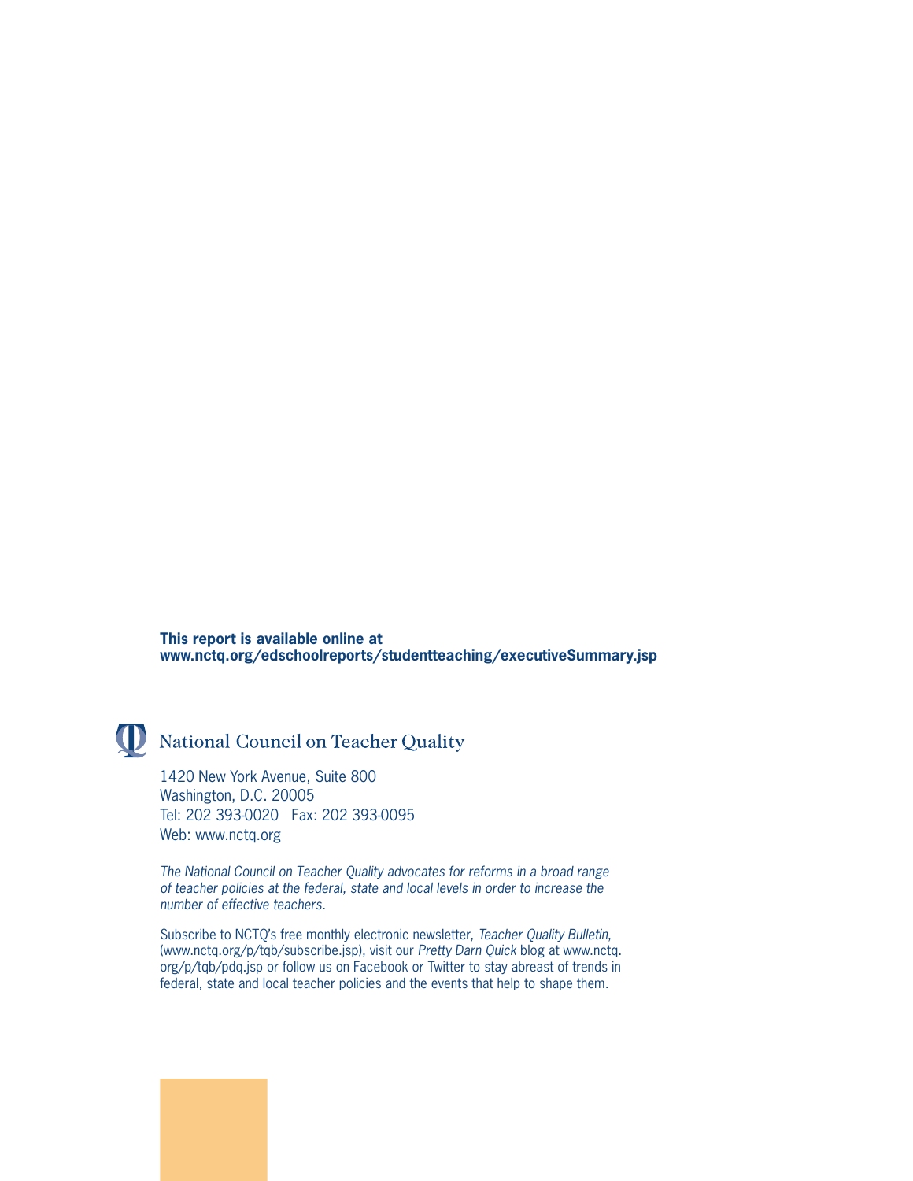**This report is available online at**
**www.nctq.org/edschoolreports/studentteaching/executiveSummary.jsp**

National Council on Teacher Quality

1420 New York Avenue, Suite 800
Washington, D.C. 20005
Tel: 202 393-0020 Fax: 202 393-0095
Web: www.nctq.org

*The National Council on Teacher Quality advocates for reforms in a broad range of teacher policies at the federal, state and local levels in order to increase the number of effective teachers.*

Subscribe to NCTQ's free monthly electronic newsletter, *Teacher Quality Bulletin*, (www.nctq.org/p/tqb/subscribe.jsp), visit our *Pretty Darn Quick* blog at www.nctq.org/p/tqb/pdq.jsp or follow us on Facebook or Twitter to stay abreast of trends in federal, state and local teacher policies and the events that help to shape them.